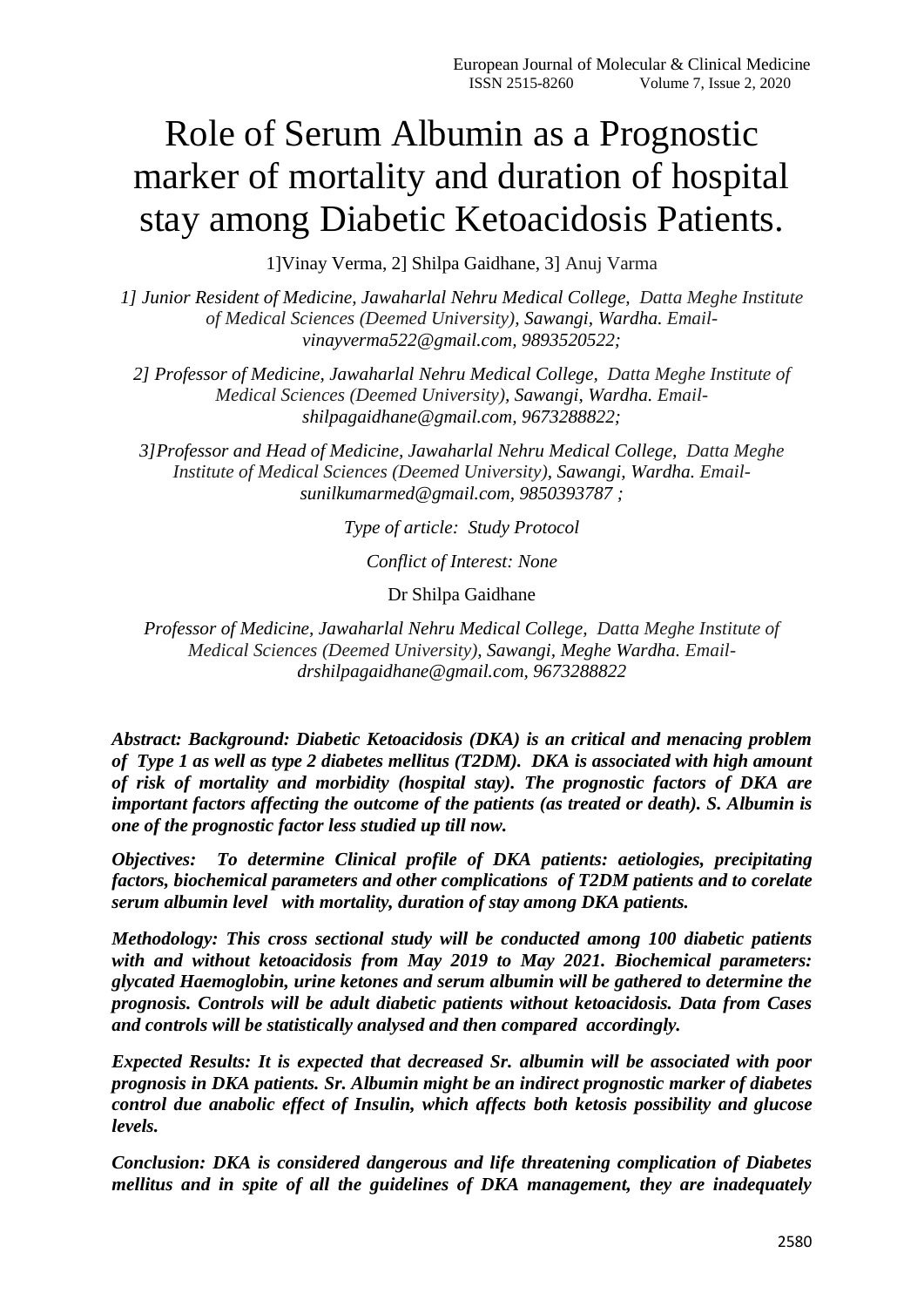# Role of Serum Albumin as a Prognostic marker of mortality and duration of hospital stay among Diabetic Ketoacidosis Patients.

1]Vinay Verma, 2] Shilpa Gaidhane, 3] Anuj Varma

*1] Junior Resident of Medicine, Jawaharlal Nehru Medical College, Datta Meghe Institute of Medical Sciences (Deemed University), Sawangi, Wardha. Email- vinayverma522@gmail.com, 9893520522;*

*2] Professor of Medicine, Jawaharlal Nehru Medical College, Datta Meghe Institute of Medical Sciences (Deemed University), Sawangi, Wardha. Email- shilpagaidhane@gmail.com, 9673288822;*

*3]Professor and Head of Medicine, Jawaharlal Nehru Medical College, Datta Meghe Institute of Medical Sciences (Deemed University), Sawangi, Wardha. Email- sunilkumarmed@gmail.com, 9850393787 ;*

*Type of article: Study Protocol*

*Conflict of Interest: None*

Dr Shilpa Gaidhane

*Professor of Medicine, Jawaharlal Nehru Medical College, Datta Meghe Institute of Medical Sciences (Deemed University), Sawangi, Meghe Wardha. Email- drshilpagaidhane@gmail.com, 9673288822*

***Abstract: Background: Diabetic Ketoacidosis (DKA) is an critical and menacing problem of Type 1 as well as type 2 diabetes mellitus (T2DM). DKA is associated with high amount of risk of mortality and morbidity (hospital stay). The prognostic factors of DKA are important factors affecting the outcome of the patients (as treated or death). S. Albumin is one of the prognostic factor less studied up till now.***

***Objectives: To determine Clinical profile of DKA patients: aetiologies, precipitating factors, biochemical parameters and other complications of T2DM patients and to corelate serum albumin level with mortality, duration of stay among DKA patients.***

***Methodology: This cross sectional study will be conducted among 100 diabetic patients with and without ketoacidosis from May 2019 to May 2021. Biochemical parameters: glycated Haemoglobin, urine ketones and serum albumin will be gathered to determine the prognosis. Controls will be adult diabetic patients without ketoacidosis. Data from Cases and controls will be statistically analysed and then compared accordingly.***

***Expected Results: It is expected that decreased Sr. albumin will be associated with poor prognosis in DKA patients. Sr. Albumin might be an indirect prognostic marker of diabetes control due anabolic effect of Insulin, which affects both ketosis possibility and glucose levels.***

***Conclusion: DKA is considered dangerous and life threatening complication of Diabetes mellitus and in spite of all the guidelines of DKA management, they are inadequately***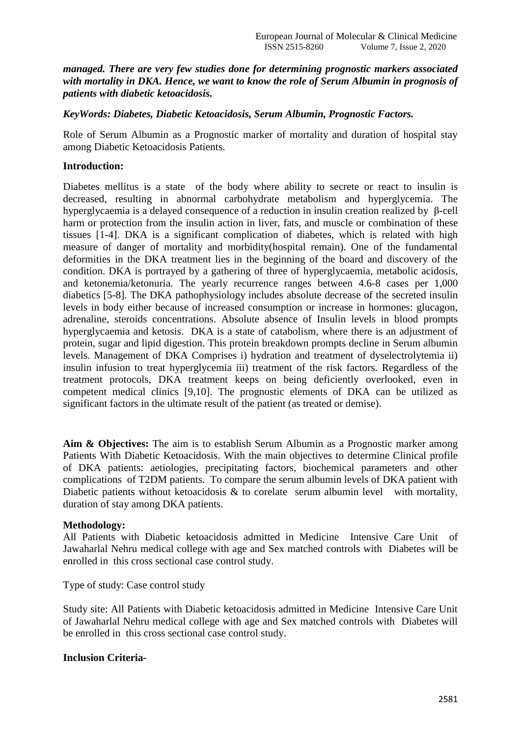***managed. There are very few studies done for determining prognostic markers associated with mortality in DKA. Hence, we want to know the role of Serum Albumin in prognosis of patients with diabetic ketoacidosis.***

***KeyWords: Diabetes, Diabetic Ketoacidosis, Serum Albumin, Prognostic Factors.***

Role of Serum Albumin as a Prognostic marker of mortality and duration of hospital stay among Diabetic Ketoacidosis Patients.

**Introduction:**

Diabetes mellitus is a state of the body where ability to secrete or react to insulin is decreased, resulting in abnormal carbohydrate metabolism and hyperglycemia. The hyperglycaemia is a delayed consequence of a reduction in insulin creation realized by β-cell harm or protection from the insulin action in liver, fats, and muscle or combination of these tissues [1-4]. DKA is a significant complication of diabetes, which is related with high measure of danger of mortality and morbidity(hospital remain). One of the fundamental deformities in the DKA treatment lies in the beginning of the board and discovery of the condition. DKA is portrayed by a gathering of three of hyperglycaemia, metabolic acidosis, and ketonemia/ketonuria. The yearly recurrence ranges between 4.6-8 cases per 1,000 diabetics [5-8]. The DKA pathophysiology includes absolute decrease of the secreted insulin levels in body either because of increased consumption or increase in hormones: glucagon, adrenaline, steroids concentrations. Absolute absence of Insulin levels in blood prompts hyperglycaemia and ketosis. DKA is a state of catabolism, where there is an adjustment of protein, sugar and lipid digestion. This protein breakdown prompts decline in Serum albumin levels. Management of DKA Comprises i) hydration and treatment of dyselectrolytemia ii) insulin infusion to treat hyperglycemia iii) treatment of the risk factors. Regardless of the treatment protocols, DKA treatment keeps on being deficiently overlooked, even in competent medical clinics [9,10]. The prognostic elements of DKA can be utilized as significant factors in the ultimate result of the patient (as treated or demise).

**Aim & Objectives:** The aim is to establish Serum Albumin as a Prognostic marker among Patients With Diabetic Ketoacidosis. With the main objectives to determine Clinical profile of DKA patients: aetiologies, precipitating factors, biochemical parameters and other complications of T2DM patients. To compare the serum albumin levels of DKA patient with Diabetic patients without ketoacidosis & to corelate serum albumin level with mortality, duration of stay among DKA patients.

**Methodology:**

All Patients with Diabetic ketoacidosis admitted in Medicine Intensive Care Unit of Jawaharlal Nehru medical college with age and Sex matched controls with Diabetes will be enrolled in this cross sectional case control study.

Type of study: Case control study

Study site: All Patients with Diabetic ketoacidosis admitted in Medicine Intensive Care Unit of Jawaharlal Nehru medical college with age and Sex matched controls with Diabetes will be enrolled in this cross sectional case control study.

**Inclusion Criteria-**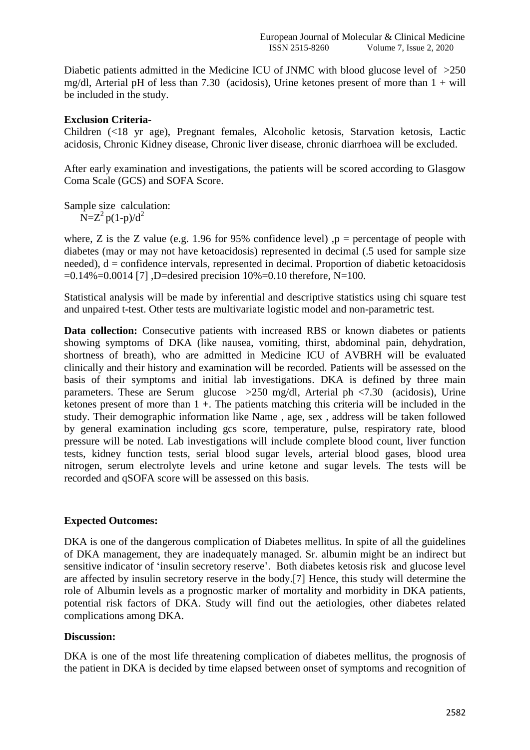Diabetic patients admitted in the Medicine ICU of JNMC with blood glucose level of >250 mg/dl, Arterial pH of less than 7.30 (acidosis), Urine ketones present of more than 1 + will be included in the study.

**Exclusion Criteria-**

Children (<18 yr age), Pregnant females, Alcoholic ketosis, Starvation ketosis, Lactic acidosis, Chronic Kidney disease, Chronic liver disease, chronic diarrhoea will be excluded.

After early examination and investigations, the patients will be scored according to Glasgow Coma Scale (GCS) and SOFA Score.

Sample size calculation:

$$N=Z^2 p(1-p)/d^2$$

where, Z is the Z value (e.g. 1.96 for 95% confidence level) ,p = percentage of people with diabetes (may or may not have ketoacidosis) represented in decimal (.5 used for sample size needed), d = confidence intervals, represented in decimal. Proportion of diabetic ketoacidosis =0.14%=0.0014 [7] ,D=desired precision 10%=0.10 therefore, N=100.

Statistical analysis will be made by inferential and descriptive statistics using chi square test and unpaired t-test. Other tests are multivariate logistic model and non-parametric test.

**Data collection:** Consecutive patients with increased RBS or known diabetes or patients showing symptoms of DKA (like nausea, vomiting, thirst, abdominal pain, dehydration, shortness of breath), who are admitted in Medicine ICU of AVBRH will be evaluated clinically and their history and examination will be recorded. Patients will be assessed on the basis of their symptoms and initial lab investigations. DKA is defined by three main parameters. These are Serum glucose >250 mg/dl, Arterial ph <7.30 (acidosis), Urine ketones present of more than 1 +. The patients matching this criteria will be included in the study. Their demographic information like Name , age, sex , address will be taken followed by general examination including gcs score, temperature, pulse, respiratory rate, blood pressure will be noted. Lab investigations will include complete blood count, liver function tests, kidney function tests, serial blood sugar levels, arterial blood gases, blood urea nitrogen, serum electrolyte levels and urine ketone and sugar levels. The tests will be recorded and qSOFA score will be assessed on this basis.

**Expected Outcomes:**

DKA is one of the dangerous complication of Diabetes mellitus. In spite of all the guidelines of DKA management, they are inadequately managed. Sr. albumin might be an indirect but sensitive indicator of 'insulin secretory reserve'. Both diabetes ketosis risk and glucose level are affected by insulin secretory reserve in the body.[7] Hence, this study will determine the role of Albumin levels as a prognostic marker of mortality and morbidity in DKA patients, potential risk factors of DKA. Study will find out the aetiologies, other diabetes related complications among DKA.

**Discussion:**

DKA is one of the most life threatening complication of diabetes mellitus, the prognosis of the patient in DKA is decided by time elapsed between onset of symptoms and recognition of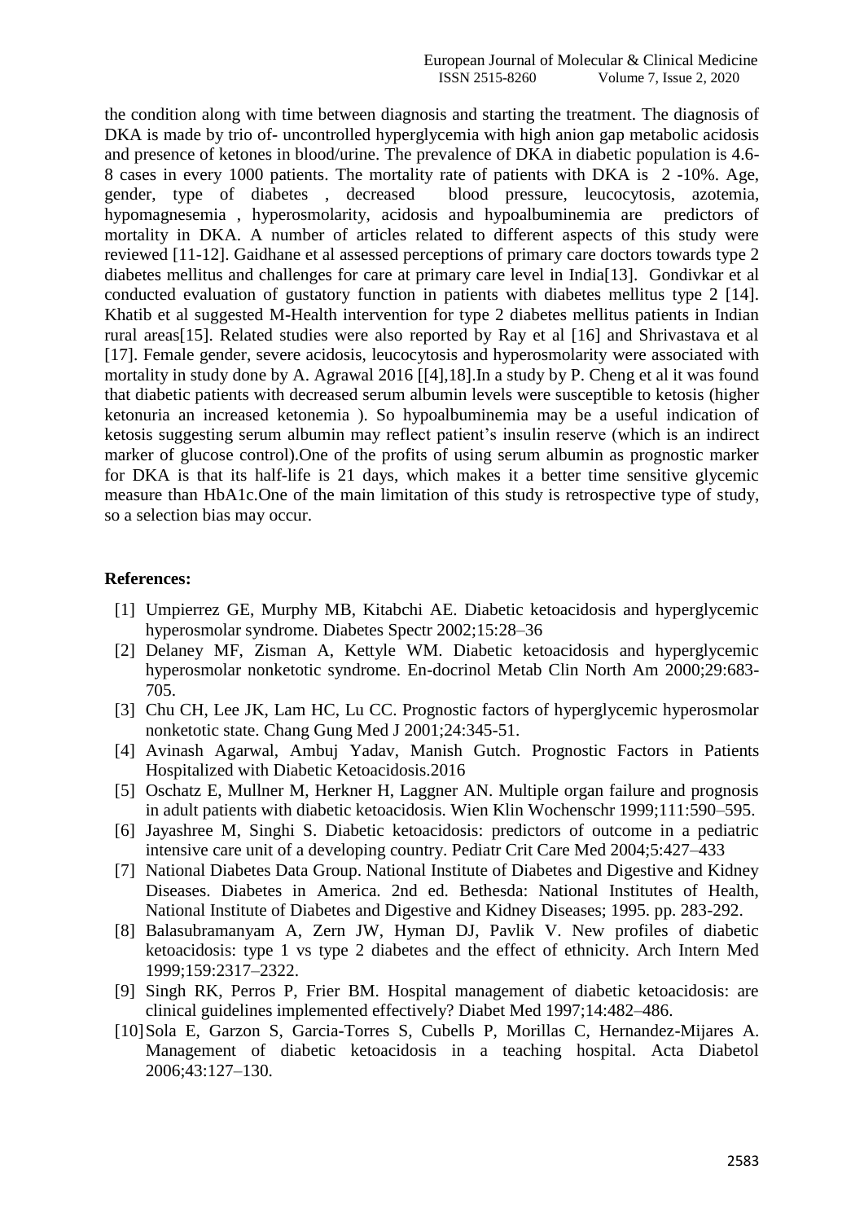the condition along with time between diagnosis and starting the treatment. The diagnosis of DKA is made by trio of- uncontrolled hyperglycemia with high anion gap metabolic acidosis and presence of ketones in blood/urine. The prevalence of DKA in diabetic population is 4.6-8 cases in every 1000 patients. The mortality rate of patients with DKA is 2 -10%. Age, gender, type of diabetes , decreased blood pressure, leucocytosis, azotemia, hypomagnesemia , hyperosmolarity, acidosis and hypoalbuminemia are predictors of mortality in DKA. A number of articles related to different aspects of this study were reviewed [11-12]. Gaidhane et al assessed perceptions of primary care doctors towards type 2 diabetes mellitus and challenges for care at primary care level in India[13]. Gondivkar et al conducted evaluation of gustatory function in patients with diabetes mellitus type 2 [14]. Khatib et al suggested M-Health intervention for type 2 diabetes mellitus patients in Indian rural areas[15]. Related studies were also reported by Ray et al [16] and Shrivastava et al [17]. Female gender, severe acidosis, leucocytosis and hyperosmolarity were associated with mortality in study done by A. Agrawal 2016 [[4],18].In a study by P. Cheng et al it was found that diabetic patients with decreased serum albumin levels were susceptible to ketosis (higher ketonuria an increased ketonemia ). So hypoalbuminemia may be a useful indication of ketosis suggesting serum albumin may reflect patient's insulin reserve (which is an indirect marker of glucose control).One of the profits of using serum albumin as prognostic marker for DKA is that its half-life is 21 days, which makes it a better time sensitive glycemic measure than HbA1c.One of the main limitation of this study is retrospective type of study, so a selection bias may occur.

**References:**

[1] Umpierrez GE, Murphy MB, Kitabchi AE. Diabetic ketoacidosis and hyperglycemic hyperosmolar syndrome. Diabetes Spectr 2002;15:28–36

[2] Delaney MF, Zisman A, Kettyle WM. Diabetic ketoacidosis and hyperglycemic hyperosmolar nonketotic syndrome. En-docrinol Metab Clin North Am 2000;29:683-705.

[3] Chu CH, Lee JK, Lam HC, Lu CC. Prognostic factors of hyperglycemic hyperosmolar nonketotic state. Chang Gung Med J 2001;24:345-51.

[4] Avinash Agarwal, Ambuj Yadav, Manish Gutch. Prognostic Factors in Patients Hospitalized with Diabetic Ketoacidosis.2016

[5] Oschatz E, Mullner M, Herkner H, Laggner AN. Multiple organ failure and prognosis in adult patients with diabetic ketoacidosis. Wien Klin Wochenschr 1999;111:590–595.

[6] Jayashree M, Singhi S. Diabetic ketoacidosis: predictors of outcome in a pediatric intensive care unit of a developing country. Pediatr Crit Care Med 2004;5:427–433

[7] National Diabetes Data Group. National Institute of Diabetes and Digestive and Kidney Diseases. Diabetes in America. 2nd ed. Bethesda: National Institutes of Health, National Institute of Diabetes and Digestive and Kidney Diseases; 1995. pp. 283-292.

[8] Balasubramanyam A, Zern JW, Hyman DJ, Pavlik V. New profiles of diabetic ketoacidosis: type 1 vs type 2 diabetes and the effect of ethnicity. Arch Intern Med 1999;159:2317–2322.

[9] Singh RK, Perros P, Frier BM. Hospital management of diabetic ketoacidosis: are clinical guidelines implemented effectively? Diabet Med 1997;14:482–486.

[10] Sola E, Garzon S, Garcia-Torres S, Cubells P, Morillas C, Hernandez-Mijares A. Management of diabetic ketoacidosis in a teaching hospital. Acta Diabetol 2006;43:127–130.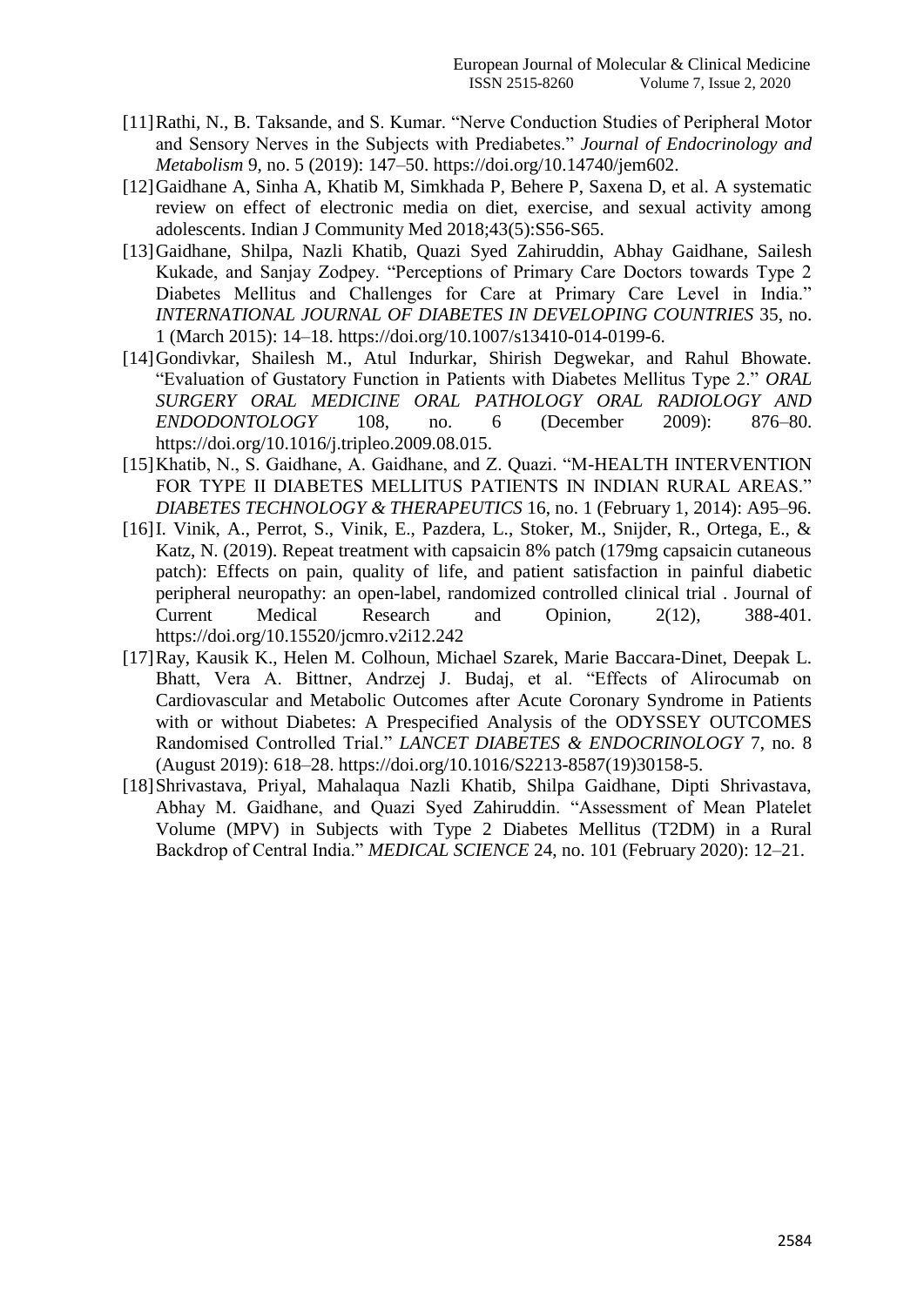[11] Rathi, N., B. Taksande, and S. Kumar. "Nerve Conduction Studies of Peripheral Motor and Sensory Nerves in the Subjects with Prediabetes." *Journal of Endocrinology and Metabolism* 9, no. 5 (2019): 147–50. https://doi.org/10.14740/jem602.

[12] Gaidhane A, Sinha A, Khatib M, Simkhada P, Behere P, Saxena D, et al. A systematic review on effect of electronic media on diet, exercise, and sexual activity among adolescents. Indian J Community Med 2018;43(5):S56-S65.

[13] Gaidhane, Shilpa, Nazli Khatib, Quazi Syed Zahiruddin, Abhay Gaidhane, Sailesh Kukade, and Sanjay Zodpey. "Perceptions of Primary Care Doctors towards Type 2 Diabetes Mellitus and Challenges for Care at Primary Care Level in India." *INTERNATIONAL JOURNAL OF DIABETES IN DEVELOPING COUNTRIES* 35, no. 1 (March 2015): 14–18. https://doi.org/10.1007/s13410-014-0199-6.

[14] Gondivkar, Shailesh M., Atul Indurkar, Shirish Degwekar, and Rahul Bhowate. "Evaluation of Gustatory Function in Patients with Diabetes Mellitus Type 2." *ORAL SURGERY ORAL MEDICINE ORAL PATHOLOGY ORAL RADIOLOGY AND ENDODONTOLOGY* 108, no. 6 (December 2009): 876–80. https://doi.org/10.1016/j.tripleo.2009.08.015.

[15] Khatib, N., S. Gaidhane, A. Gaidhane, and Z. Quazi. "M-HEALTH INTERVENTION FOR TYPE II DIABETES MELLITUS PATIENTS IN INDIAN RURAL AREAS." *DIABETES TECHNOLOGY & THERAPEUTICS* 16, no. 1 (February 1, 2014): A95–96.

[16] I. Vinik, A., Perrot, S., Vinik, E., Pazdera, L., Stoker, M., Snijder, R., Ortega, E., & Katz, N. (2019). Repeat treatment with capsaicin 8% patch (179mg capsaicin cutaneous patch): Effects on pain, quality of life, and patient satisfaction in painful diabetic peripheral neuropathy: an open-label, randomized controlled clinical trial . Journal of Current Medical Research and Opinion, 2(12), 388-401. https://doi.org/10.15520/jcmro.v2i12.242

[17] Ray, Kausik K., Helen M. Colhoun, Michael Szarek, Marie Baccara-Dinet, Deepak L. Bhatt, Vera A. Bittner, Andrzej J. Budaj, et al. "Effects of Alirocumab on Cardiovascular and Metabolic Outcomes after Acute Coronary Syndrome in Patients with or without Diabetes: A Prespecified Analysis of the ODYSSEY OUTCOMES Randomised Controlled Trial." *LANCET DIABETES & ENDOCRINOLOGY* 7, no. 8 (August 2019): 618–28. https://doi.org/10.1016/S2213-8587(19)30158-5.

[18] Shrivastava, Priyal, Mahalaqua Nazli Khatib, Shilpa Gaidhane, Dipti Shrivastava, Abhay M. Gaidhane, and Quazi Syed Zahiruddin. "Assessment of Mean Platelet Volume (MPV) in Subjects with Type 2 Diabetes Mellitus (T2DM) in a Rural Backdrop of Central India." *MEDICAL SCIENCE* 24, no. 101 (February 2020): 12–21.